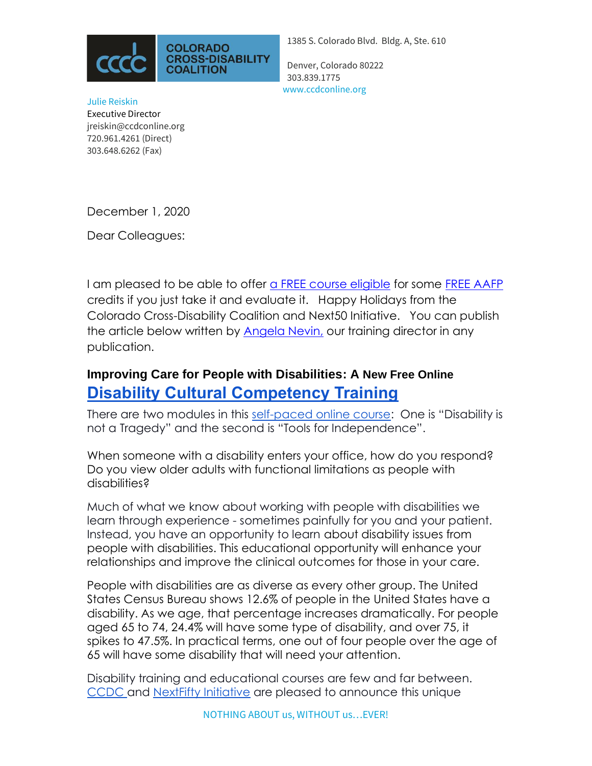COLORADO CROSS-DISABILITY COALITION

1385 S. Colorado Blvd. Bldg. A, Ste. 610

Denver, Colorado 80222
303.839.1775
www.ccdconline.org

Julie Reiskin
Executive Director
jreiskin@ccdconline.org
720.961.4261 (Direct)
303.648.6262 (Fax)

December 1, 2020

Dear Colleagues:

I am pleased to be able to offer a FREE course eligible for some FREE AAFP credits if you just take it and evaluate it. Happy Holidays from the Colorado Cross-Disability Coalition and Next50 Initiative. You can publish the article below written by Angela Nevin, our training director in any publication.

## Improving Care for People with Disabilities: A New Free Online Disability Cultural Competency Training

There are two modules in this self-paced online course: One is "Disability is not a Tragedy" and the second is "Tools for Independence".

When someone with a disability enters your office, how do you respond? Do you view older adults with functional limitations as people with disabilities?

Much of what we know about working with people with disabilities we learn through experience - sometimes painfully for you and your patient. Instead, you have an opportunity to learn about disability issues from people with disabilities. This educational opportunity will enhance your relationships and improve the clinical outcomes for those in your care.

People with disabilities are as diverse as every other group. The United States Census Bureau shows 12.6% of people in the United States have a disability. As we age, that percentage increases dramatically. For people aged 65 to 74, 24.4% will have some type of disability, and over 75, it spikes to 47.5%. In practical terms, one out of four people over the age of 65 will have some disability that will need your attention.

Disability training and educational courses are few and far between. CCDC and NextFifty Initiative are pleased to announce this unique

NOTHING ABOUT us, WITHOUT us…EVER!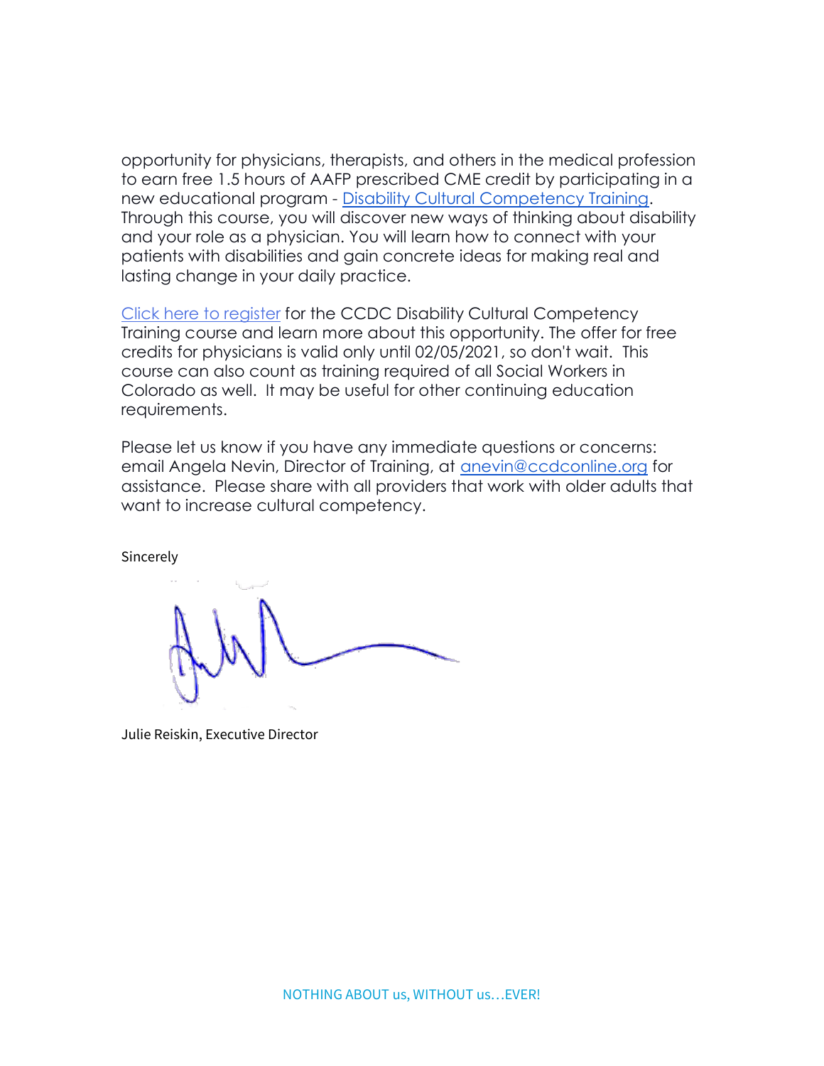opportunity for physicians, therapists, and others in the medical profession to earn free 1.5 hours of AAFP prescribed CME credit by participating in a new educational program - Disability Cultural Competency Training. Through this course, you will discover new ways of thinking about disability and your role as a physician. You will learn how to connect with your patients with disabilities and gain concrete ideas for making real and lasting change in your daily practice.

Click here to register for the CCDC Disability Cultural Competency Training course and learn more about this opportunity. The offer for free credits for physicians is valid only until 02/05/2021, so don't wait. This course can also count as training required of all Social Workers in Colorado as well. It may be useful for other continuing education requirements.

Please let us know if you have any immediate questions or concerns: email Angela Nevin, Director of Training, at anevin@ccdconline.org for assistance. Please share with all providers that work with older adults that want to increase cultural competency.

Sincerely

Julie Reiskin, Executive Director

NOTHING ABOUT us, WITHOUT us…EVER!